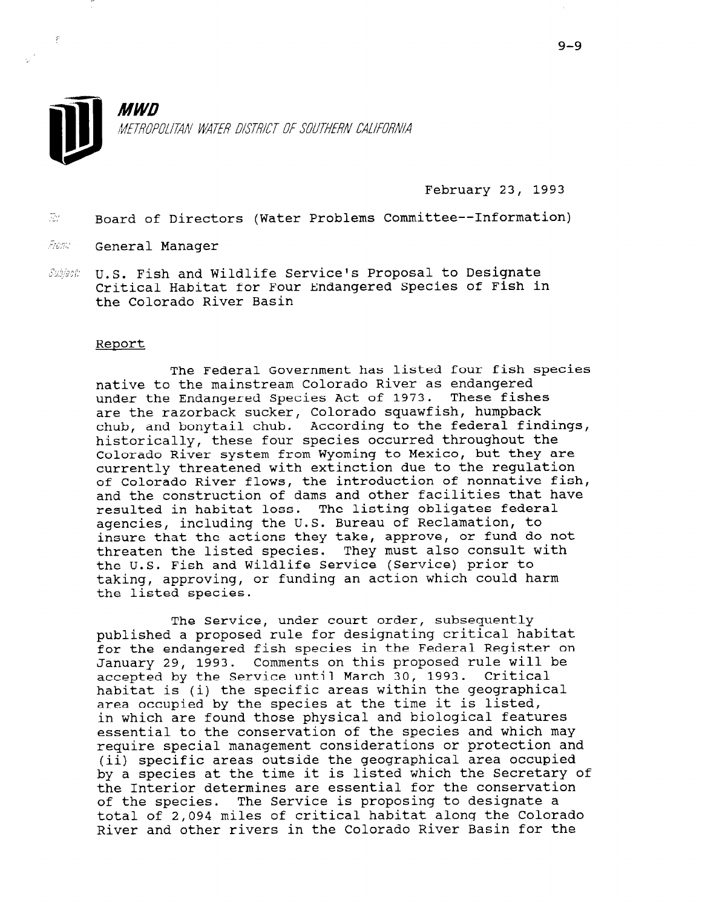**MWD**

*METROPOLITAN WATER DISTRICT OF SOUTHERN CALIFORNIA*

February 23, 1993

To: Board of Directors (Water Problems Committee--Information)

From: General Manager

Subject: U.S. Fish and Wildlife Service's Proposal to Designate Critical Habitat for Four Endangered Species of Fish in the Colorado River Basin

Report

The Federal Government has listed four fish species native to the mainstream Colorado River as endangered under the Endangered Species Act of 1973. These fishes are the razorback sucker, Colorado squawfish, humpback chub, and bonytail chub. According to the federal findings, historically, these four species occurred throughout the Colorado River system from Wyoming to Mexico, but they are currently threatened with extinction due to the regulation of Colorado River flows, the introduction of nonnative fish, and the construction of dams and other facilities that have resulted in habitat loss. The listing obligates federal agencies, including the U.S. Bureau of Reclamation, to insure that the actions they take, approve, or fund do not threaten the listed species. They must also consult with the U.S. Fish and Wildlife Service (Service) prior to taking, approving, or funding an action which could harm the listed species.

The Service, under court order, subsequently published a proposed rule for designating critical habitat for the endangered fish species in the Federal Register on January 29, 1993. Comments on this proposed rule will be accepted by the Service until March 30, 1993. Critical habitat is (i) the specific areas within the geographical area occupied by the species at the time it is listed, in which are found those physical and biological features essential to the conservation of the species and which may require special management considerations or protection and (ii) specific areas outside the geographical area occupied by a species at the time it is listed which the Secretary of the Interior determines are essential for the conservation of the species. The Service is proposing to designate a total of 2,094 miles of critical habitat along the Colorado River and other rivers in the Colorado River Basin for the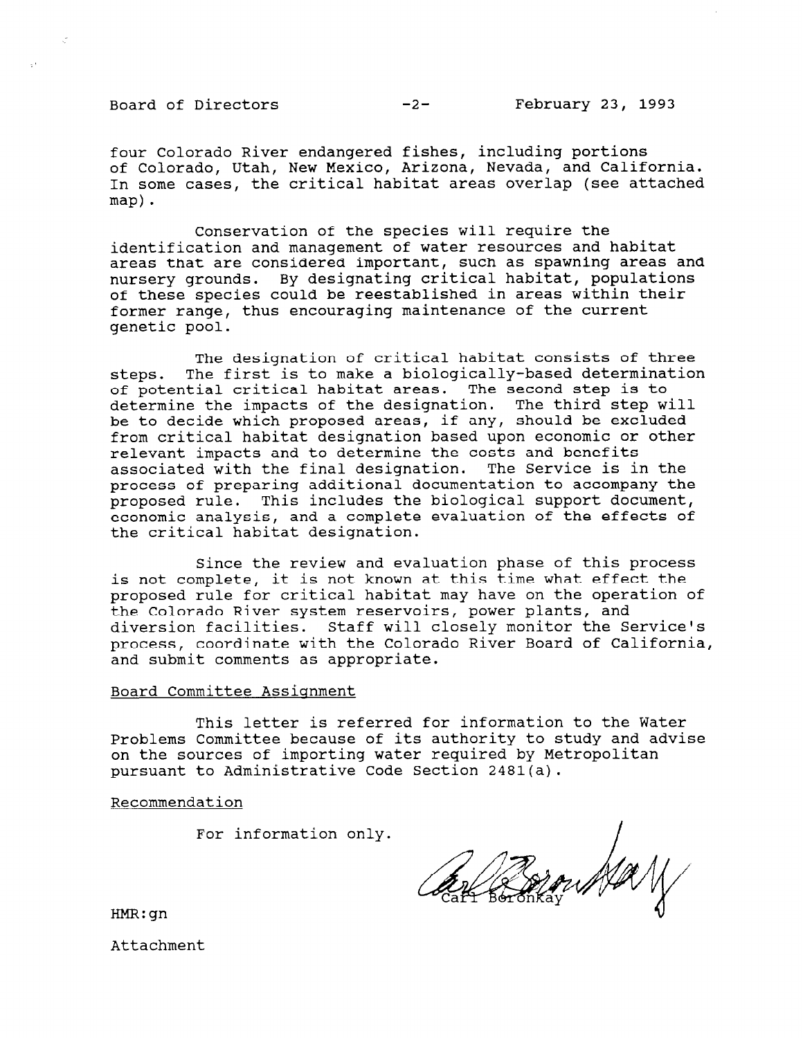four Colorado River endangered fishes, including portions of Colorado, Utah, New Mexico, Arizona, Nevada, and California. In some cases, the critical habitat areas overlap (see attached map).

Conservation of the species will require the identification and management of water resources and habitat areas that are considered important, such as spawning areas and nursery grounds. By designating critical habitat, populations of these species could be reestablished in areas within their former range, thus encouraging maintenance of the current genetic pool.

The designation of critical habitat consists of three steps. The first is to make a biologically-based determination of potential critical habitat areas. The second step is to determine the impacts of the designation. The third step will be to decide which proposed areas, if any, should be excluded from critical habitat designation based upon economic or other relevant impacts and to determine the costs and benefits associated with the final designation. The Service is in the process of preparing additional documentation to accompany the proposed rule. This includes the biological support document, economic analysis, and a complete evaluation of the effects of the critical habitat designation.

Since the review and evaluation phase of this process is not complete, it is not known at this time what effect the proposed rule for critical habitat may have on the operation of the Colorado River system reservoirs, power plants, and diversion facilities. Staff will closely monitor the Service's process, coordinate with the Colorado River Board of California, and submit comments as appropriate.

Board Committee Assignment

This letter is referred for information to the Water Problems Committee because of its authority to study and advise on the sources of importing water required by Metropolitan pursuant to Administrative Code Section 2481(a).

Recommendation

For information only.

Carl Boronkay

HMR:gn

Attachment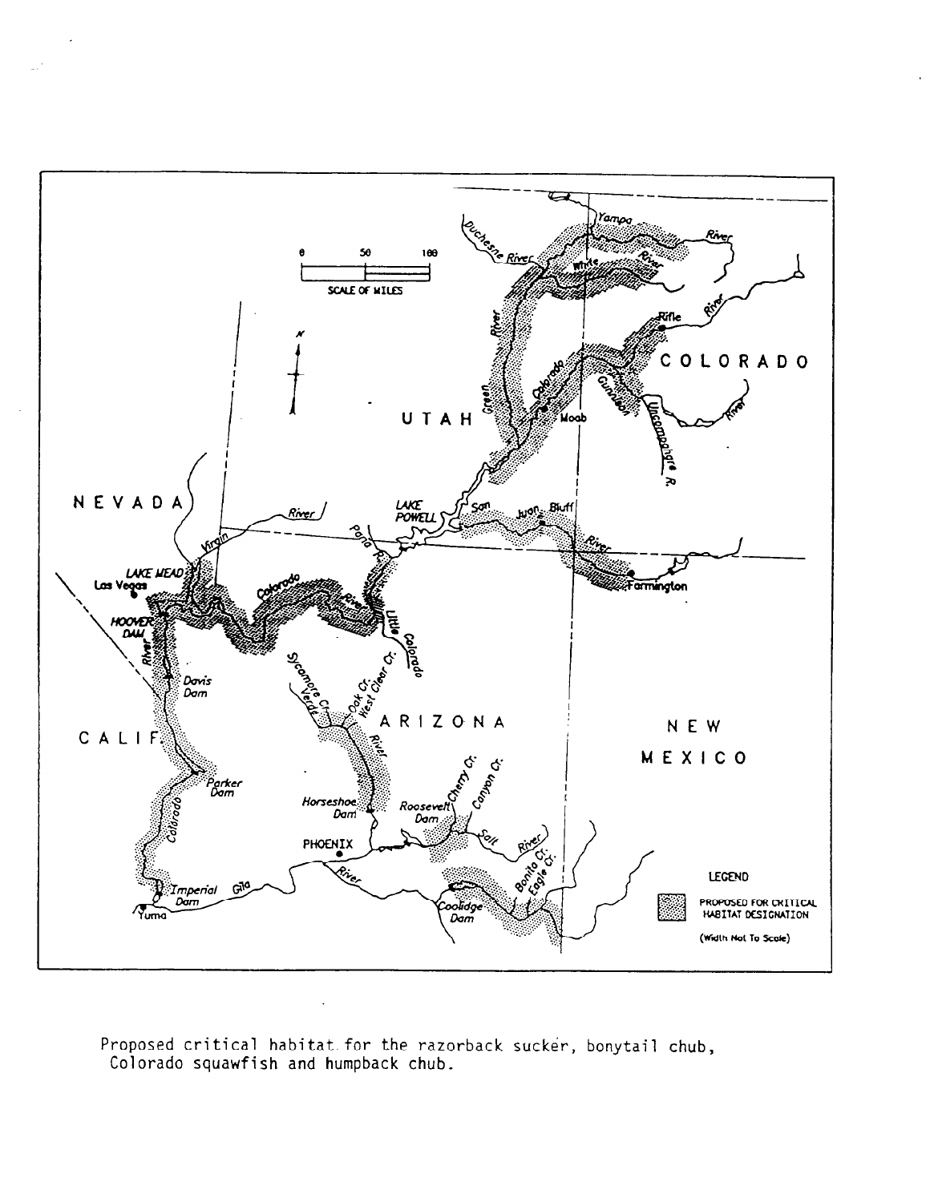0 50 100

SCALE OF MILES

N

UTAH

COLORADO

NEVADA

ARIZONA

NEW MEXICO

CALIF.

Yampa River

Duchesne River

White River

Green River

Rifle

River

Colorado River

Gunnison

Uncompahgre R.

Moab

LAKE POWELL

San Juan River

Bluff

Farmington

Virgin River

Paria R.

LAKE MEAD

Las Vegas

HOOVER DAM

Little Colorado

Sycamore Cr.

Verde River

Oak Cr.

West Clear Cr.

Davis Dam

Parker Dam

Horseshoe Dam

Roosevelt Dam

Cherry Cr.

Canyon Cr.

Salt River

PHOENIX

Gila River

Bonita Cr.

Eagle Cr.

Coolidge Dam

Imperial Dam

Yuma

LEGEND

PROPOSED FOR CRITICAL HABITAT DESIGNATION

(Width Not To Scale)

Proposed critical habitat for the razorback sucker, bonytail chub, Colorado squawfish and humpback chub.